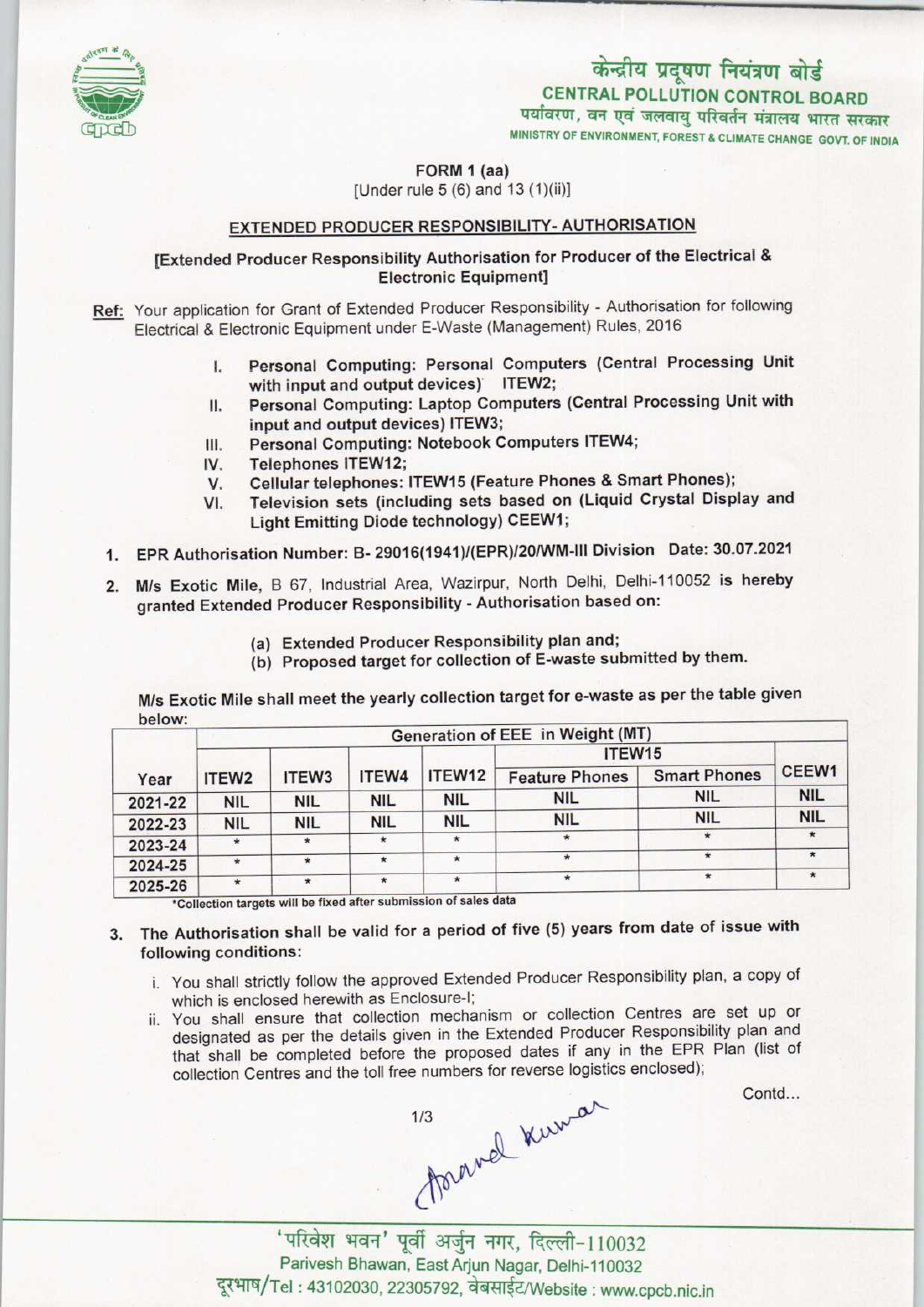केन्द्रीय प्रदूषण नियंत्रण बोर्ड
CENTRAL POLLUTION CONTROL BOARD
पर्यावरण, वन एवं जलवायु परिवर्तन मंत्रालय भारत सरकार
MINISTRY OF ENVIRONMENT, FOREST & CLIMATE CHANGE GOVT. OF INDIA

FORM 1 (aa)
[Under rule 5 (6) and 13 (1)(ii)]

## EXTENDED PRODUCER RESPONSIBILITY- AUTHORISATION

**[Extended Producer Responsibility Authorisation for Producer of the Electrical & Electronic Equipment]**

**Ref:** Your application for Grant of Extended Producer Responsibility - Authorisation for following Electrical & Electronic Equipment under E-Waste (Management) Rules, 2016

I. **Personal Computing: Personal Computers (Central Processing Unit with input and output devices) ITEW2;**
II. **Personal Computing: Laptop Computers (Central Processing Unit with input and output devices) ITEW3;**
III. **Personal Computing: Notebook Computers ITEW4;**
IV. **Telephones ITEW12;**
V. **Cellular telephones: ITEW15 (Feature Phones & Smart Phones);**
VI. **Television sets (including sets based on (Liquid Crystal Display and Light Emitting Diode technology) CEEW1;**

1. **EPR Authorisation Number: B- 29016(1941)/(EPR)/20/WM-III Division Date: 30.07.2021**

2. **M/s Exotic Mile,** B 67, Industrial Area, Wazirpur, North Delhi, Delhi-110052 **is** hereby granted Extended Producer Responsibility - Authorisation based on:

   (a) Extended Producer Responsibility plan and;
   (b) Proposed target for collection of E-waste submitted by them.

M/s Exotic Mile shall meet the yearly collection target for e-waste as per the table given below:

| | Generation of EEE in Weight (MT) | | | | | | |
|---|---|---|---|---|---|---|---|
| | | | | | ITEW15 | | |
| Year | ITEW2 | ITEW3 | ITEW4 | ITEW12 | Feature Phones | Smart Phones | CEEW1 |
| 2021-22 | NIL | NIL | NIL | NIL | NIL | NIL | NIL |
| 2022-23 | NIL | NIL | NIL | NIL | NIL | NIL | NIL |
| 2023-24 | * | * | * | * | * | * | * |
| 2024-25 | * | * | * | * | * | * | * |
| 2025-26 | * | * | * | * | * | * | * |

*Collection targets will be fixed after submission of sales data

3. **The Authorisation shall be valid for a period of five (5) years from date of issue with following conditions:**

   i. You shall strictly follow the approved Extended Producer Responsibility plan, a copy of which is enclosed herewith as Enclosure-I;
   ii. You shall ensure that collection mechanism or collection Centres are set up or designated as per the details given in the Extended Producer Responsibility plan and that shall be completed before the proposed dates if any in the EPR Plan (list of collection Centres and the toll free numbers for reverse logistics enclosed);

Contd...

'परिवेश भवन' पूर्वी अर्जुन नगर, दिल्ली-110032
Parivesh Bhawan, East Arjun Nagar, Delhi-110032
दूरभाष/Tel : 43102030, 22305792, वेबसाईट/Website : www.cpcb.nic.in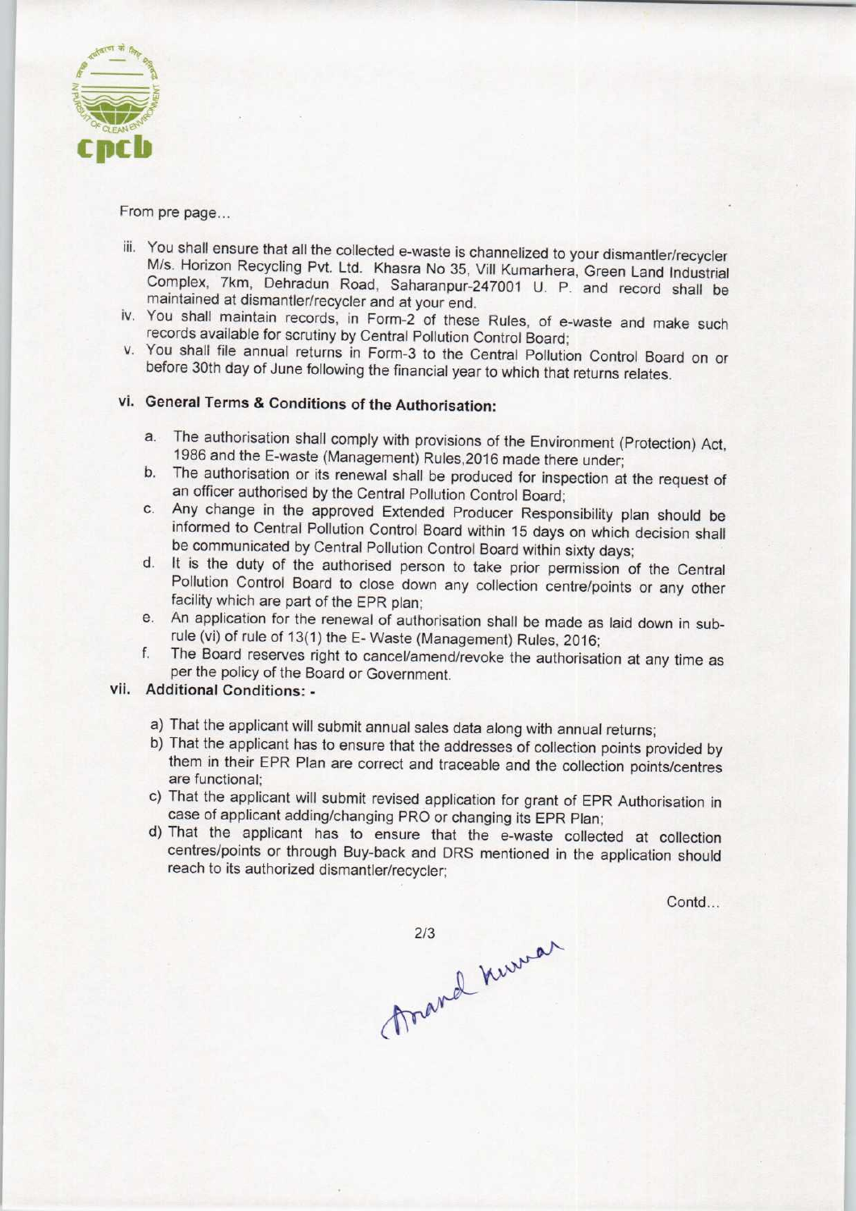From pre page...

iii. You shall ensure that all the collected e-waste is channelized to your dismantler/recycler M/s. Horizon Recycling Pvt. Ltd. Khasra No 35, Vill Kumarhera, Green Land Industrial Complex, 7km, Dehradun Road, Saharanpur-247001 U. P. and record shall be maintained at dismantler/recycler and at your end.

iv. You shall maintain records, in Form-2 of these Rules, of e-waste and make such records available for scrutiny by Central Pollution Control Board;

v. You shall file annual returns in Form-3 to the Central Pollution Control Board on or before 30th day of June following the financial year to which that returns relates.

### vi. General Terms & Conditions of the Authorisation:

a. The authorisation shall comply with provisions of the Environment (Protection) Act, 1986 and the E-waste (Management) Rules,2016 made there under;

b. The authorisation or its renewal shall be produced for inspection at the request of an officer authorised by the Central Pollution Control Board;

c. Any change in the approved Extended Producer Responsibility plan should be informed to Central Pollution Control Board within 15 days on which decision shall be communicated by Central Pollution Control Board within sixty days;

d. It is the duty of the authorised person to take prior permission of the Central Pollution Control Board to close down any collection centre/points or any other facility which are part of the EPR plan;

e. An application for the renewal of authorisation shall be made as laid down in sub-rule (vi) of rule of 13(1) the E- Waste (Management) Rules, 2016;

f. The Board reserves right to cancel/amend/revoke the authorisation at any time as per the policy of the Board or Government.

### vii. Additional Conditions: -

a) That the applicant will submit annual sales data along with annual returns;

b) That the applicant has to ensure that the addresses of collection points provided by them in their EPR Plan are correct and traceable and the collection points/centres are functional;

c) That the applicant will submit revised application for grant of EPR Authorisation in case of applicant adding/changing PRO or changing its EPR Plan;

d) That the applicant has to ensure that the e-waste collected at collection centres/points or through Buy-back and DRS mentioned in the application should reach to its authorized dismantler/recycler;

Contd...

Anand Kumar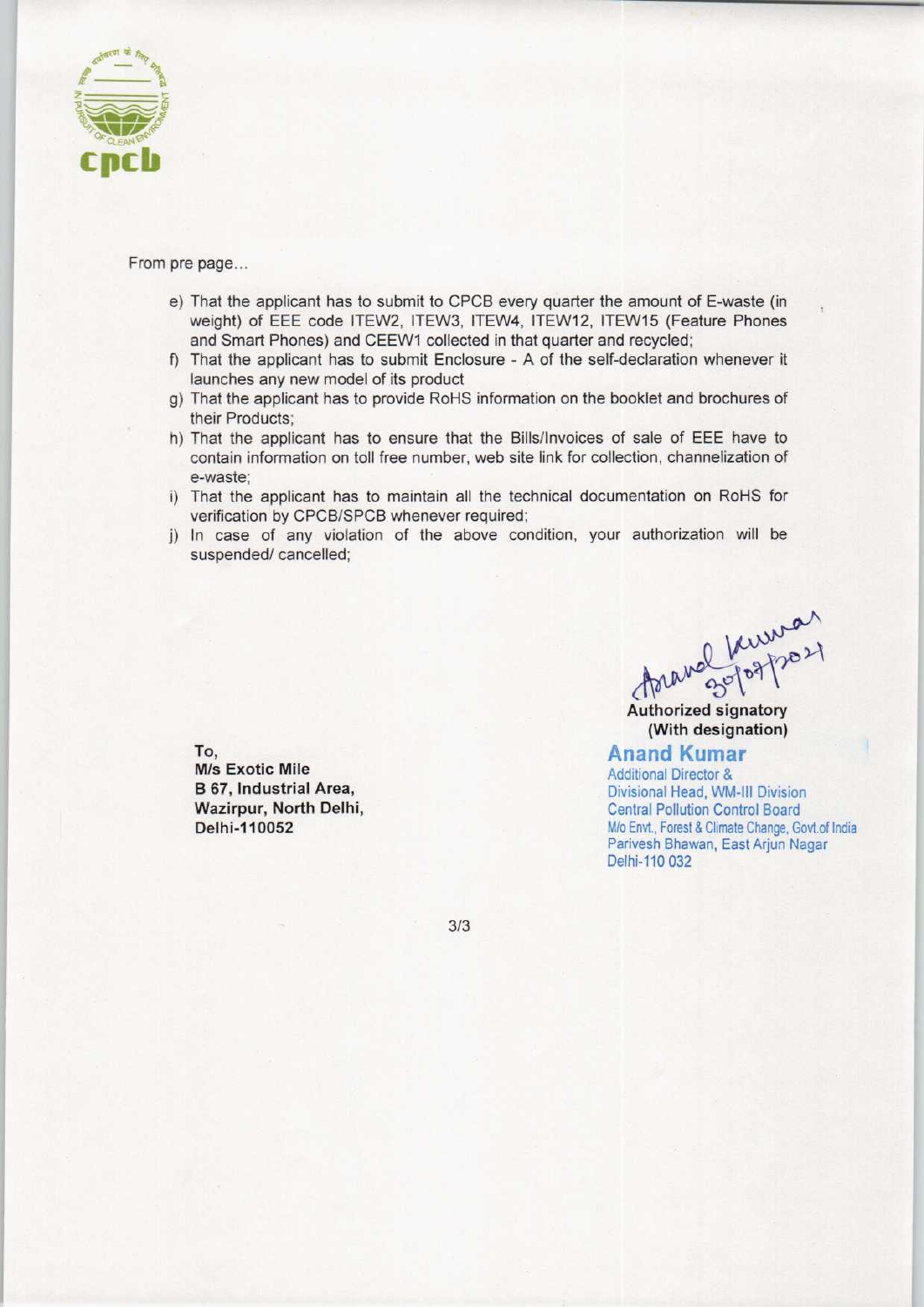From pre page...

e) That the applicant has to submit to CPCB every quarter the amount of E-waste (in weight) of EEE code ITEW2, ITEW3, ITEW4, ITEW12, ITEW15 (Feature Phones and Smart Phones) and CEEW1 collected in that quarter and recycled;
f) That the applicant has to submit Enclosure - A of the self-declaration whenever it launches any new model of its product
g) That the applicant has to provide RoHS information on the booklet and brochures of their Products;
h) That the applicant has to ensure that the Bills/Invoices of sale of EEE have to contain information on toll free number, web site link for collection, channelization of e-waste;
i) That the applicant has to maintain all the technical documentation on RoHS for verification by CPCB/SPCB whenever required;
j) In case of any violation of the above condition, your authorization will be suspended/ cancelled;

Anand Kumar 30/09/2021

**Authorized signatory**
**(With designation)**

**Anand Kumar**
Additional Director &
Divisional Head, WM-III Division
Central Pollution Control Board
M/o Envt., Forest & Climate Change, Govt.of India
Parivesh Bhawan, East Arjun Nagar
Delhi-110 032

To,
**M/s Exotic Mile**
**B 67, Industrial Area,**
**Wazirpur, North Delhi,**
**Delhi-110052**